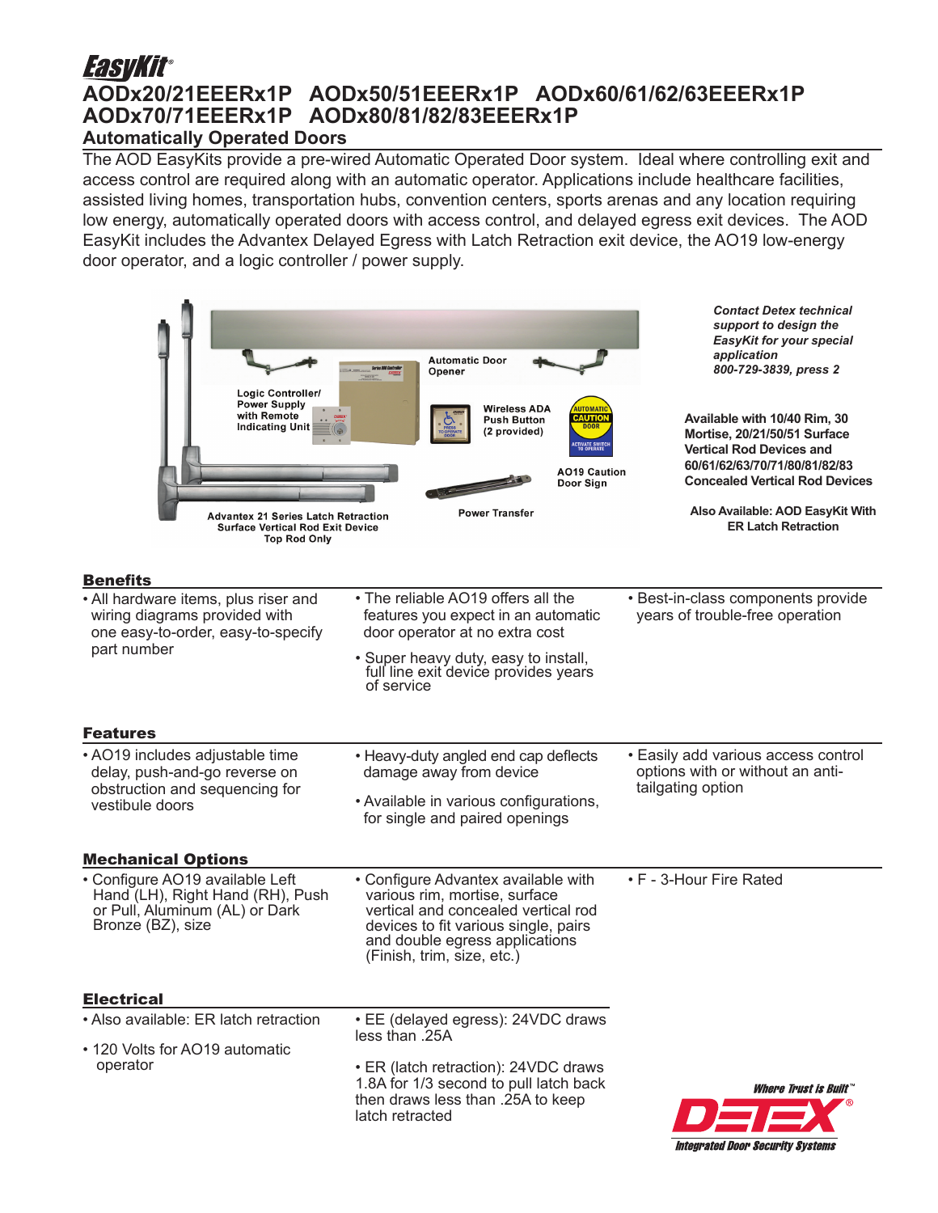# EasyKit®

## AODx20/21EEERx1P AODx50/51EEERx1P AODx60/61/62/63EEERx1P AODx70/71EEERx1P AODx80/81/82/83EEERx1P

### Automatically Operated Doors

The AOD EasyKits provide a pre-wired Automatic Operated Door system. Ideal where controlling exit and access control are required along with an automatic operator. Applications include healthcare facilities, assisted living homes, transportation hubs, convention centers, sports arenas and any location requiring low energy, automatically operated doors with access control, and delayed egress exit devices. The AOD EasyKit includes the Advantex Delayed Egress with Latch Retraction exit device, the AO19 low-energy door operator, and a logic controller / power supply.

Automatic Door Opener

Logic Controller/ Power Supply with Remote Indicating Unit

Wireless ADA Push Button (2 provided)

AO19 Caution Door Sign

Power Transfer

Advantex 21 Series Latch Retraction Surface Vertical Rod Exit Device Top Rod Only

***Contact Detex technical support to design the EasyKit for your special application 800-729-3839, press 2***

**Available with 10/40 Rim, 30 Mortise, 20/21/50/51 Surface Vertical Rod Devices and 60/61/62/63/70/71/80/81/82/83 Concealed Vertical Rod Devices**

**Also Available: AOD EasyKit With ER Latch Retraction**

### Benefits

- All hardware items, plus riser and wiring diagrams provided with one easy-to-order, easy-to-specify part number
- The reliable AO19 offers all the features you expect in an automatic door operator at no extra cost
- Super heavy duty, easy to install, full line exit device provides years of service
- Best-in-class components provide years of trouble-free operation

### Features

- AO19 includes adjustable time delay, push-and-go reverse on obstruction and sequencing for vestibule doors
- Heavy-duty angled end cap deflects damage away from device
- Available in various configurations, for single and paired openings
- Easily add various access control options with or without an anti-tailgating option

### Mechanical Options

- Configure AO19 available Left Hand (LH), Right Hand (RH), Push or Pull, Aluminum (AL) or Dark Bronze (BZ), size
- Configure Advantex available with various rim, mortise, surface vertical and concealed vertical rod devices to fit various single, pairs and double egress applications (Finish, trim, size, etc.)
- F - 3-Hour Fire Rated

### Electrical

- Also available: ER latch retraction
- 120 Volts for AO19 automatic operator
- EE (delayed egress): 24VDC draws less than .25A
- ER (latch retraction): 24VDC draws 1.8A for 1/3 second to pull latch back then draws less than .25A to keep latch retracted

*Where Trust is Built™*

**DETEX®**

*Integrated Door Security Systems*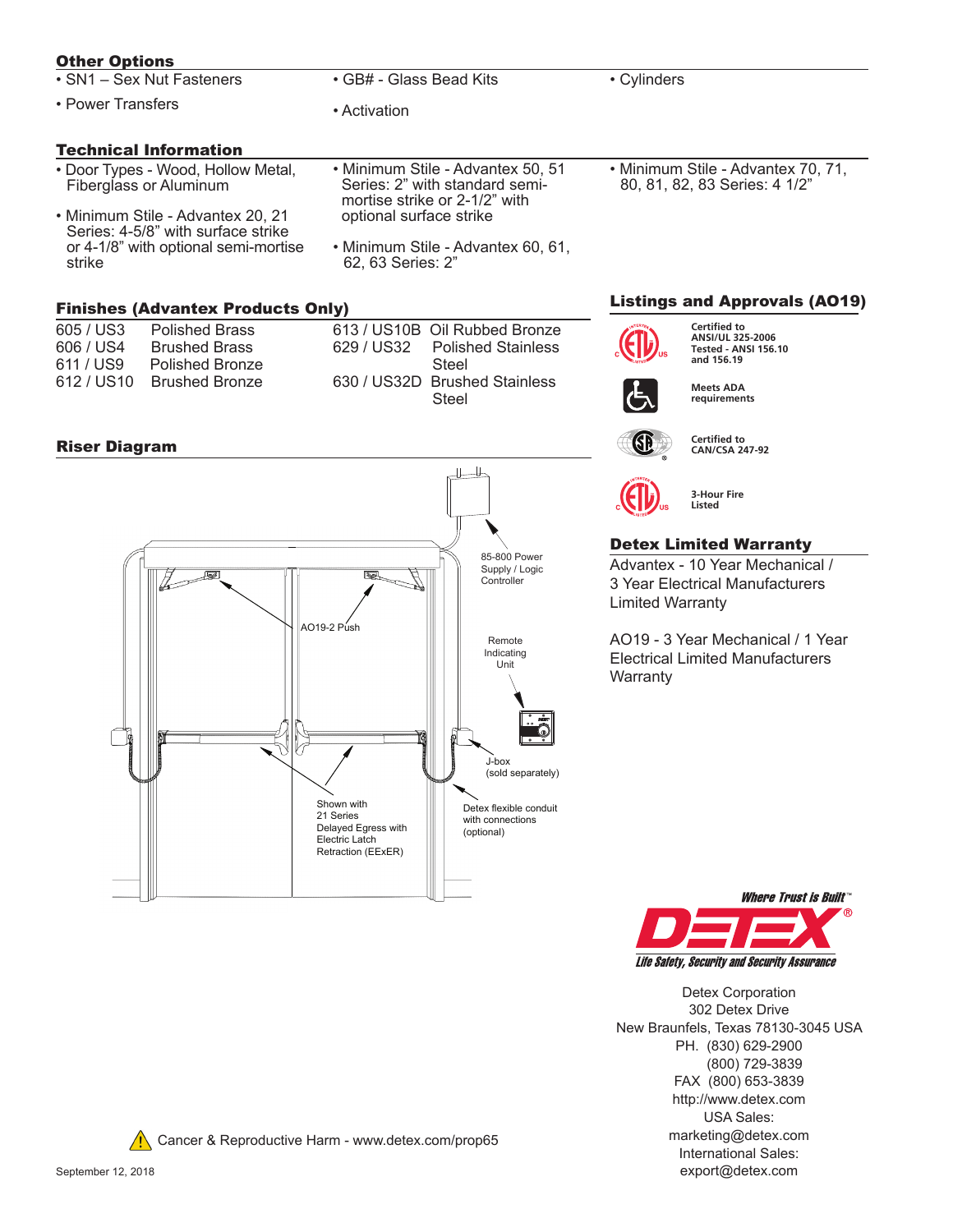## Other Options

- SN1 – Sex Nut Fasteners
- Power Transfers
- GB# - Glass Bead Kits
- Activation
- Cylinders

## Technical Information

- Door Types - Wood, Hollow Metal, Fiberglass or Aluminum
- Minimum Stile - Advantex 20, 21 Series: 4-5/8" with surface strike or 4-1/8" with optional semi-mortise strike
- Minimum Stile - Advantex 50, 51 Series: 2" with standard semi-mortise strike or 2-1/2" with optional surface strike
- Minimum Stile - Advantex 60, 61, 62, 63 Series: 2"
- Minimum Stile - Advantex 70, 71, 80, 81, 82, 83 Series: 4 1/2"

## Finishes (Advantex Products Only)

| | | | |
|---|---|---|---|
| 605 / US3 | Polished Brass | 613 / US10B | Oil Rubbed Bronze |
| 606 / US4 | Brushed Brass | 629 / US32 | Polished Stainless Steel |
| 611 / US9 | Polished Bronze | 630 / US32D | Brushed Stainless Steel |
| 612 / US10 | Brushed Bronze | | |

## Riser Diagram

85-800 Power Supply / Logic Controller

AO19-2 Push

Remote Indicating Unit

J-box (sold separately)

Shown with 21 Series Delayed Egress with Electric Latch Retraction (EExER)

Detex flexible conduit with connections (optional)

## Listings and Approvals (AO19)

Certified to ANSI/UL 325-2006 Tested - ANSI 156.10 and 156.19

Meets ADA requirements

Certified to CAN/CSA 247-92

3-Hour Fire Listed

## Detex Limited Warranty

Advantex - 10 Year Mechanical / 3 Year Electrical Manufacturers Limited Warranty

AO19 - 3 Year Mechanical / 1 Year Electrical Limited Manufacturers Warranty

*Where Trust is Built™*

DETEX®

*Life Safety, Security and Security Assurance*

Detex Corporation
302 Detex Drive
New Braunfels, Texas 78130-3045 USA
PH. (830) 629-2900
(800) 729-3839
FAX (800) 653-3839
http://www.detex.com
USA Sales:
marketing@detex.com
International Sales:
export@detex.com

Cancer & Reproductive Harm - www.detex.com/prop65

September 12, 2018